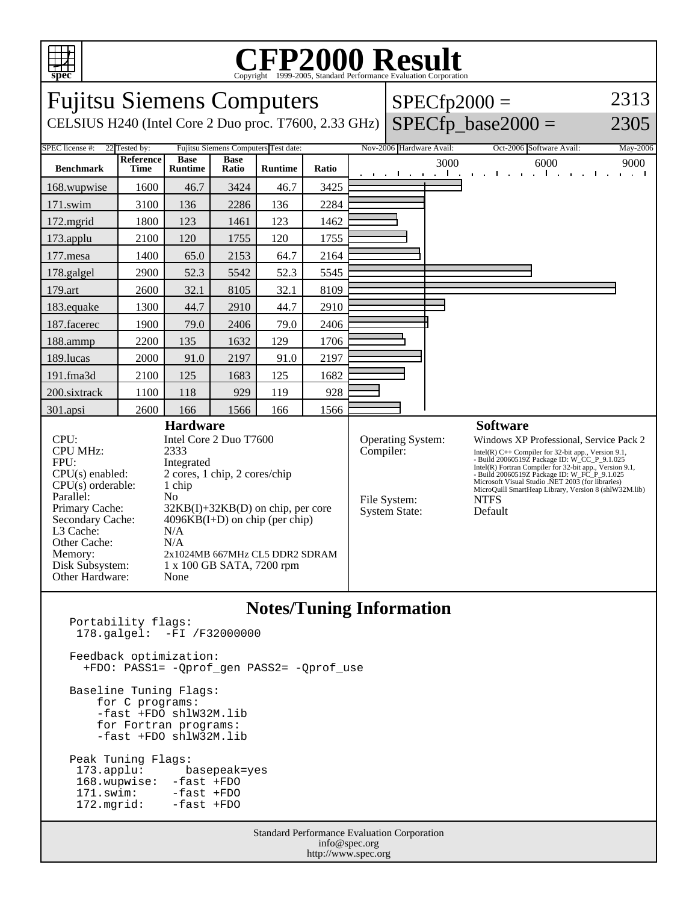# CFP2000 Result

Copyright 1999-2005, Standard Performance Evaluation Corporation

## Fujitsu Siemens Computers

CELSIUS H240 (Intel Core 2 Duo proc. T7600, 2.33 GHz)

SPECfp2000 = 2313

SPECfp_base2000 = 2305

| SPEC license #: | 22 | Tested by: | Fujitsu Siemens Computers | Test date: | Nov-2006 | Hardware Avail: | Oct-2006 | Software Avail: | May-2006 |
|---|---|---|---|---|---|---|---|---|---|

| Benchmark | Reference Time | Base Runtime | Base Ratio | Runtime | Ratio |
|---|---|---|---|---|---|
| 168.wupwise | 1600 | 46.7 | 3424 | 46.7 | 3425 |
| 171.swim | 3100 | 136 | 2286 | 136 | 2284 |
| 172.mgrid | 1800 | 123 | 1461 | 123 | 1462 |
| 173.applu | 2100 | 120 | 1755 | 120 | 1755 |
| 177.mesa | 1400 | 65.0 | 2153 | 64.7 | 2164 |
| 178.galgel | 2900 | 52.3 | 5542 | 52.3 | 5545 |
| 179.art | 2600 | 32.1 | 8105 | 32.1 | 8109 |
| 183.equake | 1300 | 44.7 | 2910 | 44.7 | 2910 |
| 187.facerec | 1900 | 79.0 | 2406 | 79.0 | 2406 |
| 188.ammp | 2200 | 135 | 1632 | 129 | 1706 |
| 189.lucas | 2000 | 91.0 | 2197 | 91.0 | 2197 |
| 191.fma3d | 2100 | 125 | 1683 | 125 | 1682 |
| 200.sixtrack | 1100 | 118 | 929 | 119 | 928 |
| 301.apsi | 2600 | 166 | 1566 | 166 | 1566 |

### Hardware

| | |
|---|---|
| CPU: | Intel Core 2 Duo T7600 |
| CPU MHz: | 2333 |
| FPU: | Integrated |
| CPU(s) enabled: | 2 cores, 1 chip, 2 cores/chip |
| CPU(s) orderable: | 1 chip |
| Parallel: | No |
| Primary Cache: | 32KB(I)+32KB(D) on chip, per core |
| Secondary Cache: | 4096KB(I+D) on chip (per chip) |
| L3 Cache: | N/A |
| Other Cache: | N/A |
| Memory: | 2x1024MB 667MHz CL5 DDR2 SDRAM |
| Disk Subsystem: | 1 x 100 GB SATA, 7200 rpm |
| Other Hardware: | None |

### Software

| | |
|---|---|
| Operating System: | Windows XP Professional, Service Pack 2 |
| Compiler: | Intel(R) C++ Compiler for 32-bit app., Version 9.1, - Build 20060519Z Package ID: W_CC_P_9.1.025<br>Intel(R) Fortran Compiler for 32-bit app., Version 9.1, - Build 20060519Z Package ID: W_FC_P_9.1.025<br>Microsoft Visual Studio .NET 2003 (for libraries)<br>MicroQuill SmartHeap Library, Version 8 (shlW32M.lib) |
| File System: | NTFS |
| System State: | Default |

### Notes/Tuning Information

```
Portability flags:
 178.galgel:  -FI /F32000000

Feedback optimization:
  +FDO: PASS1= -Qprof_gen PASS2= -Qprof_use

Baseline Tuning Flags:
    for C programs:
    -fast +FDO shlW32M.lib
    for Fortran programs:
    -fast +FDO shlW32M.lib

Peak Tuning Flags:
 173.applu:      basepeak=yes
 168.wupwise:  -fast +FDO
 171.swim:     -fast +FDO
 172.mgrid:    -fast +FDO
```

Standard Performance Evaluation Corporation
info@spec.org
http://www.spec.org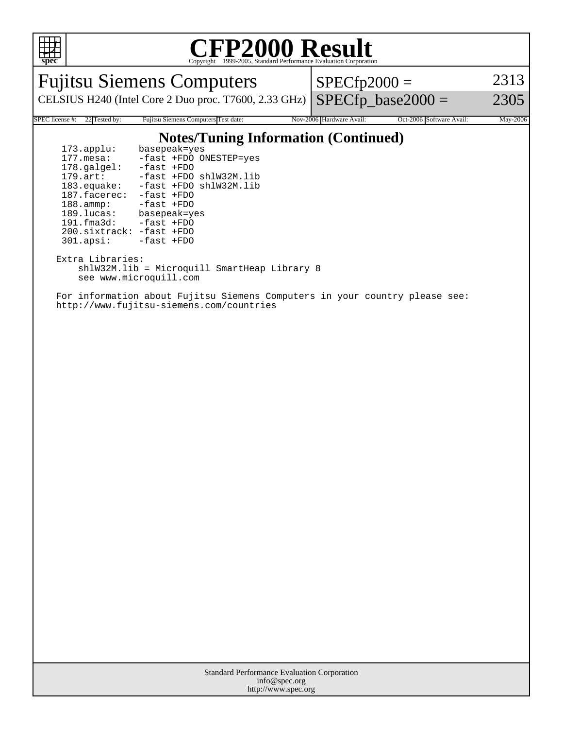# CFP2000 Result

Copyright 1999-2005, Standard Performance Evaluation Corporation

## Fujitsu Siemens Computers

CELSIUS H240 (Intel Core 2 Duo proc. T7600, 2.33 GHz)

SPECfp2000 = 2313

SPECfp_base2000 = 2305

| SPEC license #: | Tested by: | Test date: | Hardware Avail: | Software Avail: |
|---|---|---|---|---|
| 22 | Fujitsu Siemens Computers | Nov-2006 | Oct-2006 | May-2006 |

### Notes/Tuning Information (Continued)

```
 173.applu:    basepeak=yes
 177.mesa:     -fast +FDO ONESTEP=yes
 178.galgel:   -fast +FDO
 179.art:      -fast +FDO shlW32M.lib
 183.equake:   -fast +FDO shlW32M.lib
 187.facerec:  -fast +FDO
 188.ammp:     -fast +FDO
 189.lucas:    basepeak=yes
 191.fma3d:    -fast +FDO
 200.sixtrack: -fast +FDO
 301.apsi:     -fast +FDO

Extra Libraries:
    shlW32M.lib = Microquill SmartHeap Library 8
    see www.microquill.com

For information about Fujitsu Siemens Computers in your country please see:
http://www.fujitsu-siemens.com/countries
```

Standard Performance Evaluation Corporation
info@spec.org
http://www.spec.org